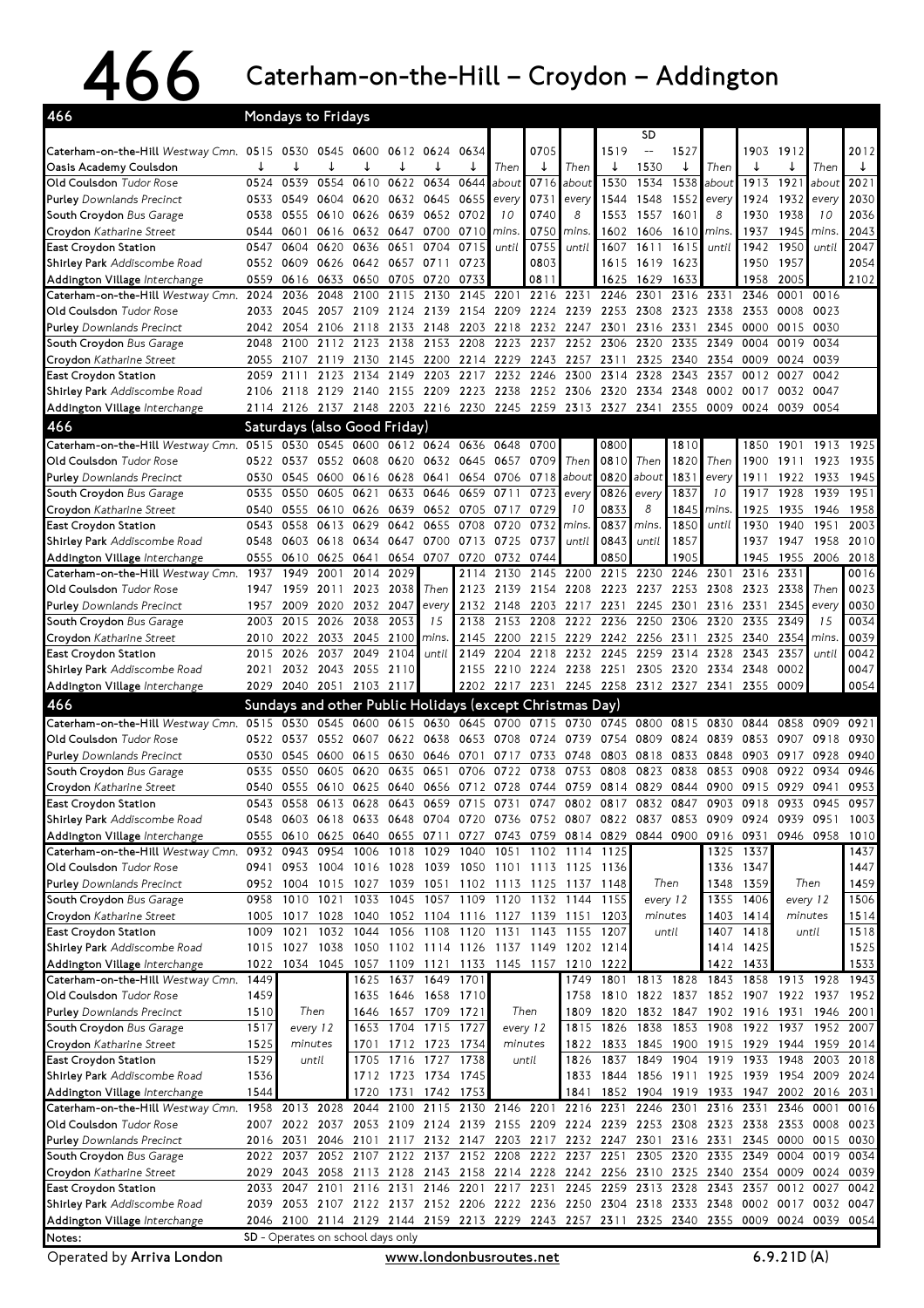# 466 Caterham-on-the-Hill – Croydon – Addington

## Mondays to Fridays

| Stop | | | | | | | | | | | | | | | | | | |
|---|---|---|---|---|---|---|---|---|---|---|---|---|---|---|---|---|---|---|
| | | | | | | | | | | | | SD | | | | | | |
| Caterham-on-the-Hill *Westway Cmn.* | 0515 | 0530 | 0545 | 0600 | 0612 | 0624 | 0634 | | 0705 | | 1519 | -- | 1527 | | 1903 | 1912 | | 2012 |
| Oasis Academy Coulsdon | ↓ | ↓ | ↓ | ↓ | ↓ | ↓ | ↓ | Then | ↓ | Then | ↓ | 1530 | ↓ | Then | ↓ | ↓ | Then | ↓ |
| Old Coulsdon *Tudor Rose* | 0524 | 0539 | 0554 | 0610 | 0622 | 0634 | 0644 | about | 0716 | about | 1530 | 1534 | 1538 | about | 1913 | 1921 | about | 2021 |
| Purley *Downlands Precinct* | 0533 | 0549 | 0604 | 0620 | 0632 | 0645 | 0655 | every | 0731 | every | 1544 | 1548 | 1552 | every | 1924 | 1932 | every | 2030 |
| South Croydon *Bus Garage* | 0538 | 0555 | 0610 | 0626 | 0639 | 0652 | 0702 | 10 | 0740 | 8 | 1553 | 1557 | 1601 | 8 | 1930 | 1938 | 10 | 2036 |
| Croydon *Katharine Street* | 0544 | 0601 | 0616 | 0632 | 0647 | 0700 | 0710 | mins. | 0750 | mins. | 1602 | 1606 | 1610 | mins. | 1937 | 1945 | mins. | 2043 |
| East Croydon Station | 0547 | 0604 | 0620 | 0636 | 0651 | 0704 | 0715 | until | 0755 | until | 1607 | 1611 | 1615 | until | 1942 | 1950 | until | 2047 |
| Shirley Park *Addiscombe Road* | 0552 | 0609 | 0626 | 0642 | 0657 | 0711 | 0723 | | 0803 | | 1615 | 1619 | 1623 | | 1950 | 1957 | | 2054 |
| Addington Village *Interchange* | 0559 | 0616 | 0633 | 0650 | 0705 | 0720 | 0733 | | 0811 | | 1625 | 1629 | 1633 | | 1958 | 2005 | | 2102 |

| Stop | | | | | | | | | | | | | | | | | |
|---|---|---|---|---|---|---|---|---|---|---|---|---|---|---|---|---|---|
| Caterham-on-the-Hill *Westway Cmn.* | 2024 | 2036 | 2048 | 2100 | 2115 | 2130 | 2145 | 2201 | 2216 | 2231 | 2246 | 2301 | 2316 | 2331 | 2346 | 0001 | 0016 |
| Old Coulsdon *Tudor Rose* | 2033 | 2045 | 2057 | 2109 | 2124 | 2139 | 2154 | 2209 | 2224 | 2239 | 2253 | 2308 | 2323 | 2338 | 2353 | 0008 | 0023 |
| Purley *Downlands Precinct* | 2042 | 2054 | 2106 | 2118 | 2133 | 2148 | 2203 | 2218 | 2232 | 2247 | 2301 | 2316 | 2331 | 2345 | 0000 | 0015 | 0030 |
| South Croydon *Bus Garage* | 2048 | 2100 | 2112 | 2123 | 2138 | 2153 | 2208 | 2223 | 2237 | 2252 | 2306 | 2320 | 2335 | 2349 | 0004 | 0019 | 0034 |
| Croydon *Katharine Street* | 2055 | 2107 | 2119 | 2130 | 2145 | 2200 | 2214 | 2229 | 2243 | 2257 | 2311 | 2325 | 2340 | 2354 | 0009 | 0024 | 0039 |
| East Croydon Station | 2059 | 2111 | 2123 | 2134 | 2149 | 2203 | 2217 | 2232 | 2246 | 2300 | 2314 | 2328 | 2343 | 2357 | 0012 | 0027 | 0042 |
| Shirley Park *Addiscombe Road* | 2106 | 2118 | 2129 | 2140 | 2155 | 2209 | 2223 | 2238 | 2252 | 2306 | 2320 | 2334 | 2348 | 0002 | 0017 | 0032 | 0047 |
| Addington Village *Interchange* | 2114 | 2126 | 2137 | 2148 | 2203 | 2216 | 2230 | 2245 | 2259 | 2313 | 2327 | 2341 | 2355 | 0009 | 0024 | 0039 | 0054 |

## Saturdays (also Good Friday)

| Stop | | | | | | | | | | | | | | | | | | |
|---|---|---|---|---|---|---|---|---|---|---|---|---|---|---|---|---|---|---|
| Caterham-on-the-Hill *Westway Cmn.* | 0515 | 0530 | 0545 | 0600 | 0612 | 0624 | 0636 | 0648 | 0700 | | 0800 | | 1810 | | 1850 | 1901 | 1913 | 1925 |
| Old Coulsdon *Tudor Rose* | 0522 | 0537 | 0552 | 0608 | 0620 | 0632 | 0645 | 0657 | 0709 | Then | 0810 | Then | 1820 | Then | 1900 | 1911 | 1923 | 1935 |
| Purley *Downlands Precinct* | 0530 | 0545 | 0600 | 0616 | 0628 | 0641 | 0654 | 0706 | 0718 | about | 0820 | about | 1831 | every | 1911 | 1922 | 1933 | 1945 |
| South Croydon *Bus Garage* | 0535 | 0550 | 0605 | 0621 | 0633 | 0646 | 0659 | 0711 | 0723 | every | 0826 | every | 1837 | 10 | 1917 | 1928 | 1939 | 1951 |
| Croydon *Katharine Street* | 0540 | 0555 | 0610 | 0626 | 0639 | 0652 | 0705 | 0717 | 0729 | 10 | 0833 | 8 | 1845 | mins. | 1925 | 1935 | 1946 | 1958 |
| East Croydon Station | 0543 | 0558 | 0613 | 0629 | 0642 | 0655 | 0708 | 0720 | 0732 | mins. | 0837 | mins. | 1850 | until | 1930 | 1940 | 1951 | 2003 |
| Shirley Park *Addiscombe Road* | 0548 | 0603 | 0618 | 0634 | 0647 | 0700 | 0713 | 0725 | 0737 | until | 0843 | until | 1857 | | 1937 | 1947 | 1958 | 2010 |
| Addington Village *Interchange* | 0555 | 0610 | 0625 | 0641 | 0654 | 0707 | 0720 | 0732 | 0744 | | 0850 | | 1905 | | 1945 | 1955 | 2006 | 2018 |

| Stop | | | | | | | | | | | | | | | | | | |
|---|---|---|---|---|---|---|---|---|---|---|---|---|---|---|---|---|---|---|
| Caterham-on-the-Hill *Westway Cmn.* | 1937 | 1949 | 2001 | 2014 | 2029 | | 2114 | 2130 | 2145 | 2200 | 2215 | 2230 | 2246 | 2301 | 2316 | 2331 | | 0016 |
| Old Coulsdon *Tudor Rose* | 1947 | 1959 | 2011 | 2023 | 2038 | Then | 2123 | 2139 | 2154 | 2208 | 2223 | 2237 | 2253 | 2308 | 2323 | 2338 | Then | 0023 |
| Purley *Downlands Precinct* | 1957 | 2009 | 2020 | 2032 | 2047 | every | 2132 | 2148 | 2203 | 2217 | 2231 | 2245 | 2301 | 2316 | 2331 | 2345 | every | 0030 |
| South Croydon *Bus Garage* | 2003 | 2015 | 2026 | 2038 | 2053 | 15 | 2138 | 2153 | 2208 | 2222 | 2236 | 2250 | 2306 | 2320 | 2335 | 2349 | 15 | 0034 |
| Croydon *Katharine Street* | 2010 | 2022 | 2033 | 2045 | 2100 | mins. | 2145 | 2200 | 2215 | 2229 | 2242 | 2256 | 2311 | 2325 | 2340 | 2354 | mins. | 0039 |
| East Croydon Station | 2015 | 2026 | 2037 | 2049 | 2104 | until | 2149 | 2204 | 2218 | 2232 | 2245 | 2259 | 2314 | 2328 | 2343 | 2357 | until | 0042 |
| Shirley Park *Addiscombe Road* | 2021 | 2032 | 2043 | 2055 | 2110 | | 2155 | 2210 | 2224 | 2238 | 2251 | 2305 | 2320 | 2334 | 2348 | 0002 | | 0047 |
| Addington Village *Interchange* | 2029 | 2040 | 2051 | 2103 | 2117 | | 2202 | 2217 | 2231 | 2245 | 2258 | 2312 | 2327 | 2341 | 2355 | 0009 | | 0054 |

## Sundays and other Public Holidays (except Christmas Day)

| Stop | | | | | | | | | | | | | | | | | | |
|---|---|---|---|---|---|---|---|---|---|---|---|---|---|---|---|---|---|---|
| Caterham-on-the-Hill *Westway Cmn.* | 0515 | 0530 | 0545 | 0600 | 0615 | 0630 | 0645 | 0700 | 0715 | 0730 | 0745 | 0800 | 0815 | 0830 | 0844 | 0858 | 0909 | 0921 |
| Old Coulsdon *Tudor Rose* | 0522 | 0537 | 0552 | 0607 | 0622 | 0638 | 0653 | 0708 | 0724 | 0739 | 0754 | 0809 | 0824 | 0839 | 0853 | 0907 | 0918 | 0930 |
| Purley *Downlands Precinct* | 0530 | 0545 | 0600 | 0615 | 0630 | 0646 | 0701 | 0717 | 0733 | 0748 | 0803 | 0818 | 0833 | 0848 | 0903 | 0917 | 0928 | 0940 |
| South Croydon *Bus Garage* | 0535 | 0550 | 0605 | 0620 | 0635 | 0651 | 0706 | 0722 | 0738 | 0753 | 0808 | 0823 | 0838 | 0853 | 0908 | 0922 | 0934 | 0946 |
| Croydon *Katharine Street* | 0540 | 0555 | 0610 | 0625 | 0640 | 0656 | 0712 | 0728 | 0744 | 0759 | 0814 | 0829 | 0844 | 0900 | 0915 | 0929 | 0941 | 0953 |
| East Croydon Station | 0543 | 0558 | 0613 | 0628 | 0643 | 0659 | 0715 | 0731 | 0747 | 0802 | 0817 | 0832 | 0847 | 0903 | 0918 | 0933 | 0945 | 0957 |
| Shirley Park *Addiscombe Road* | 0548 | 0603 | 0618 | 0633 | 0648 | 0704 | 0720 | 0736 | 0752 | 0807 | 0822 | 0837 | 0853 | 0909 | 0924 | 0939 | 0951 | 1003 |
| Addington Village *Interchange* | 0555 | 0610 | 0625 | 0640 | 0655 | 0711 | 0727 | 0743 | 0759 | 0814 | 0829 | 0844 | 0900 | 0916 | 0931 | 0946 | 0958 | 1010 |

| Stop | | | | | | | | | | | | | | | | |
|---|---|---|---|---|---|---|---|---|---|---|---|---|---|---|---|---|
| Caterham-on-the-Hill *Westway Cmn.* | 0932 | 0943 | 0954 | 1006 | 1018 | 1029 | 1040 | 1051 | 1102 | 1114 | 1125 | | 1325 | 1337 | | 1437 |
| Old Coulsdon *Tudor Rose* | 0941 | 0953 | 1004 | 1016 | 1028 | 1039 | 1050 | 1101 | 1113 | 1125 | 1136 | | 1336 | 1347 | | 1447 |
| Purley *Downlands Precinct* | 0952 | 1004 | 1015 | 1027 | 1039 | 1051 | 1102 | 1113 | 1125 | 1137 | 1148 | Then | 1348 | 1359 | Then | 1459 |
| South Croydon *Bus Garage* | 0958 | 1010 | 1021 | 1033 | 1045 | 1057 | 1109 | 1120 | 1132 | 1144 | 1155 | every 12 | 1355 | 1406 | every 12 | 1506 |
| Croydon *Katharine Street* | 1005 | 1017 | 1028 | 1040 | 1052 | 1104 | 1116 | 1127 | 1139 | 1151 | 1203 | minutes | 1403 | 1414 | minutes | 1514 |
| East Croydon Station | 1009 | 1021 | 1032 | 1044 | 1056 | 1108 | 1120 | 1131 | 1143 | 1155 | 1207 | until | 1407 | 1418 | until | 1518 |
| Shirley Park *Addiscombe Road* | 1015 | 1027 | 1038 | 1050 | 1102 | 1114 | 1126 | 1137 | 1149 | 1202 | 1214 | | 1414 | 1425 | | 1525 |
| Addington Village *Interchange* | 1022 | 1034 | 1045 | 1057 | 1109 | 1121 | 1133 | 1145 | 1157 | 1210 | 1222 | | 1422 | 1433 | | 1533 |

| Stop | | | | | | | | | | | | | | | | |
|---|---|---|---|---|---|---|---|---|---|---|---|---|---|---|---|---|
| Caterham-on-the-Hill *Westway Cmn.* | 1449 | | 1625 | 1637 | 1649 | 1701 | | 1749 | 1801 | 1813 | 1828 | 1843 | 1858 | 1913 | 1928 | 1943 |
| Old Coulsdon *Tudor Rose* | 1459 | | 1635 | 1646 | 1658 | 1710 | | 1758 | 1810 | 1822 | 1837 | 1852 | 1907 | 1922 | 1937 | 1952 |
| Purley *Downlands Precinct* | 1510 | Then | 1646 | 1657 | 1709 | 1721 | Then | 1809 | 1820 | 1832 | 1847 | 1902 | 1916 | 1931 | 1946 | 2001 |
| South Croydon *Bus Garage* | 1517 | every 12 | 1653 | 1704 | 1715 | 1727 | every 12 | 1815 | 1826 | 1838 | 1853 | 1908 | 1922 | 1937 | 1952 | 2007 |
| Croydon *Katharine Street* | 1525 | minutes | 1701 | 1712 | 1723 | 1734 | minutes | 1822 | 1833 | 1845 | 1900 | 1915 | 1929 | 1944 | 1959 | 2014 |
| East Croydon Station | 1529 | until | 1705 | 1716 | 1727 | 1738 | until | 1826 | 1837 | 1849 | 1904 | 1919 | 1933 | 1948 | 2003 | 2018 |
| Shirley Park *Addiscombe Road* | 1536 | | 1712 | 1723 | 1734 | 1745 | | 1833 | 1844 | 1856 | 1911 | 1925 | 1939 | 1954 | 2009 | 2024 |
| Addington Village *Interchange* | 1544 | | 1720 | 1731 | 1742 | 1753 | | 1841 | 1852 | 1904 | 1919 | 1933 | 1947 | 2002 | 2016 | 2031 |

| Stop | | | | | | | | | | | | | | | | | | |
|---|---|---|---|---|---|---|---|---|---|---|---|---|---|---|---|---|---|---|
| Caterham-on-the-Hill *Westway Cmn.* | 1958 | 2013 | 2028 | 2044 | 2100 | 2115 | 2130 | 2146 | 2201 | 2216 | 2231 | 2246 | 2301 | 2316 | 2331 | 2346 | 0001 | 0016 |
| Old Coulsdon *Tudor Rose* | 2007 | 2022 | 2037 | 2053 | 2109 | 2124 | 2139 | 2155 | 2209 | 2224 | 2239 | 2253 | 2308 | 2323 | 2338 | 2353 | 0008 | 0023 |
| Purley *Downlands Precinct* | 2016 | 2031 | 2046 | 2101 | 2117 | 2132 | 2147 | 2203 | 2217 | 2232 | 2247 | 2301 | 2316 | 2331 | 2345 | 0000 | 0015 | 0030 |
| South Croydon *Bus Garage* | 2022 | 2037 | 2052 | 2107 | 2122 | 2137 | 2152 | 2208 | 2222 | 2237 | 2251 | 2305 | 2320 | 2335 | 2349 | 0004 | 0019 | 0034 |
| Croydon *Katharine Street* | 2029 | 2043 | 2058 | 2113 | 2128 | 2143 | 2158 | 2214 | 2228 | 2242 | 2256 | 2310 | 2325 | 2340 | 2354 | 0009 | 0024 | 0039 |
| East Croydon Station | 2033 | 2047 | 2101 | 2116 | 2131 | 2146 | 2201 | 2217 | 2231 | 2245 | 2259 | 2313 | 2328 | 2343 | 2357 | 0012 | 0027 | 0042 |
| Shirley Park *Addiscombe Road* | 2039 | 2053 | 2107 | 2122 | 2137 | 2152 | 2206 | 2222 | 2236 | 2250 | 2304 | 2318 | 2333 | 2348 | 0002 | 0017 | 0032 | 0047 |
| Addington Village *Interchange* | 2046 | 2100 | 2114 | 2129 | 2144 | 2159 | 2213 | 2229 | 2243 | 2257 | 2311 | 2325 | 2340 | 2355 | 0009 | 0024 | 0039 | 0054 |

Notes: SD - Operates on school days only

Operated by **Arriva London** — www.londonbusroutes.net — 6.9.21D (A)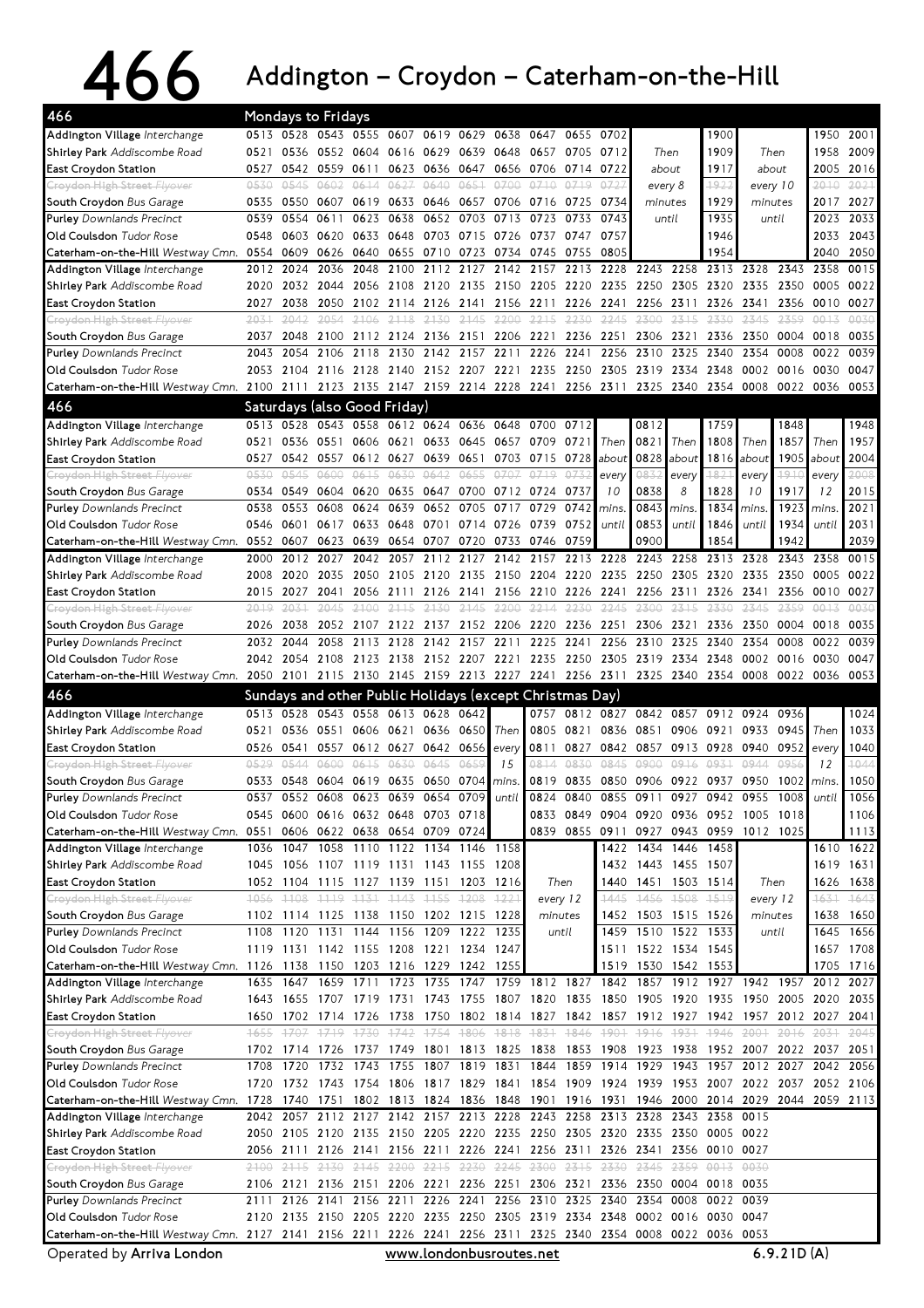# 466 Addington – Croydon – Caterham-on-the-Hill

## Mondays to Fridays

| 466 | | | | | | | | | | | | | | | | |
|---|---|---|---|---|---|---|---|---|---|---|---|---|---|---|---|---|
| Addington Village *Interchange* | 0513 | 0528 | 0543 | 0555 | 0607 | 0619 | 0629 | 0638 | 0647 | 0655 | 0702 | | 1900 | | 1950 | 2001 |
| Shirley Park *Addiscombe Road* | 0521 | 0536 | 0552 | 0604 | 0616 | 0629 | 0639 | 0648 | 0657 | 0705 | 0712 | Then | 1909 | Then | 1958 | 2009 |
| East Croydon Station | 0527 | 0542 | 0559 | 0611 | 0623 | 0636 | 0647 | 0656 | 0706 | 0714 | 0722 | about | 1917 | about | 2005 | 2016 |
| ~~Croydon High Street *Flyover*~~ | ~~0530~~ | ~~0545~~ | ~~0602~~ | ~~0614~~ | ~~0627~~ | ~~0640~~ | ~~0651~~ | ~~0700~~ | ~~0710~~ | ~~0719~~ | ~~0727~~ | every 8 | ~~1922~~ | every 10 | ~~2010~~ | ~~2021~~ |
| South Croydon *Bus Garage* | 0535 | 0550 | 0607 | 0619 | 0633 | 0646 | 0657 | 0706 | 0716 | 0725 | 0734 | minutes | 1929 | minutes | 2017 | 2027 |
| Purley *Downlands Precinct* | 0539 | 0554 | 0611 | 0623 | 0638 | 0652 | 0703 | 0713 | 0723 | 0733 | 0743 | until | 1935 | until | 2023 | 2033 |
| Old Coulsdon *Tudor Rose* | 0548 | 0603 | 0620 | 0633 | 0648 | 0703 | 0715 | 0726 | 0737 | 0747 | 0757 | | 1946 | | 2033 | 2043 |
| Caterham-on-the-Hill *Westway Cmn.* | 0554 | 0609 | 0626 | 0640 | 0655 | 0710 | 0723 | 0734 | 0745 | 0755 | 0805 | | 1954 | | 2040 | 2050 |

| | | | | | | | | | | | | | | | | | | |
|---|---|---|---|---|---|---|---|---|---|---|---|---|---|---|---|---|---|---|
| Addington Village *Interchange* | 2012 | 2024 | 2036 | 2048 | 2100 | 2112 | 2127 | 2142 | 2157 | 2213 | 2228 | 2243 | 2258 | 2313 | 2328 | 2343 | 2358 | 0015 |
| Shirley Park *Addiscombe Road* | 2020 | 2032 | 2044 | 2056 | 2108 | 2120 | 2135 | 2150 | 2205 | 2220 | 2235 | 2250 | 2305 | 2320 | 2335 | 2350 | 0005 | 0022 |
| East Croydon Station | 2027 | 2038 | 2050 | 2102 | 2114 | 2126 | 2141 | 2156 | 2211 | 2226 | 2241 | 2256 | 2311 | 2326 | 2341 | 2356 | 0010 | 0027 |
| ~~Croydon High Street *Flyover*~~ | ~~2031~~ | ~~2042~~ | ~~2054~~ | ~~2106~~ | ~~2118~~ | ~~2130~~ | ~~2145~~ | ~~2200~~ | ~~2215~~ | ~~2230~~ | ~~2245~~ | ~~2300~~ | ~~2315~~ | ~~2330~~ | ~~2345~~ | ~~2359~~ | ~~0013~~ | ~~0030~~ |
| South Croydon *Bus Garage* | 2037 | 2048 | 2100 | 2112 | 2124 | 2136 | 2151 | 2206 | 2221 | 2236 | 2251 | 2306 | 2321 | 2336 | 2350 | 0004 | 0018 | 0035 |
| Purley *Downlands Precinct* | 2043 | 2054 | 2106 | 2118 | 2130 | 2142 | 2157 | 2211 | 2226 | 2241 | 2256 | 2310 | 2325 | 2340 | 2354 | 0008 | 0022 | 0039 |
| Old Coulsdon *Tudor Rose* | 2053 | 2104 | 2116 | 2128 | 2140 | 2152 | 2207 | 2221 | 2235 | 2250 | 2305 | 2319 | 2334 | 2348 | 0002 | 0016 | 0030 | 0047 |
| Caterham-on-the-Hill *Westway Cmn.* | 2100 | 2111 | 2123 | 2135 | 2147 | 2159 | 2214 | 2228 | 2241 | 2256 | 2311 | 2325 | 2340 | 2354 | 0008 | 0022 | 0036 | 0053 |

## Saturdays (also Good Friday)

| 466 | | | | | | | | | | | | | | | | | | |
|---|---|---|---|---|---|---|---|---|---|---|---|---|---|---|---|---|---|---|
| Addington Village *Interchange* | 0513 | 0528 | 0543 | 0558 | 0612 | 0624 | 0636 | 0648 | 0700 | 0712 | | 0812 | | 1759 | | 1848 | | 1948 |
| Shirley Park *Addiscombe Road* | 0521 | 0536 | 0551 | 0606 | 0621 | 0633 | 0645 | 0657 | 0709 | 0721 | Then | 0821 | Then | 1808 | Then | 1857 | Then | 1957 |
| East Croydon Station | 0527 | 0542 | 0557 | 0612 | 0627 | 0639 | 0651 | 0703 | 0715 | 0728 | about | 0828 | about | 1816 | about | 1905 | about | 2004 |
| ~~Croydon High Street *Flyover*~~ | ~~0530~~ | ~~0545~~ | ~~0600~~ | ~~0615~~ | ~~0630~~ | ~~0642~~ | ~~0655~~ | ~~0707~~ | ~~0719~~ | ~~0733~~ | every | ~~0832~~ | every | ~~1821~~ | every | ~~1910~~ | every | ~~2008~~ |
| South Croydon *Bus Garage* | 0534 | 0549 | 0604 | 0620 | 0635 | 0647 | 0700 | 0712 | 0724 | 0737 | 10 | 0838 | 8 | 1828 | 10 | 1917 | 12 | 2015 |
| Purley *Downlands Precinct* | 0538 | 0553 | 0608 | 0624 | 0639 | 0652 | 0705 | 0717 | 0729 | 0742 | mins. | 0843 | mins. | 1834 | mins. | 1923 | mins. | 2021 |
| Old Coulsdon *Tudor Rose* | 0546 | 0601 | 0617 | 0633 | 0648 | 0701 | 0714 | 0726 | 0739 | 0752 | until | 0853 | until | 1846 | until | 1934 | until | 2031 |
| Caterham-on-the-Hill *Westway Cmn.* | 0552 | 0607 | 0623 | 0639 | 0654 | 0707 | 0720 | 0733 | 0746 | 0759 | | 0900 | | 1854 | | 1942 | | 2039 |

| | | | | | | | | | | | | | | | | | | |
|---|---|---|---|---|---|---|---|---|---|---|---|---|---|---|---|---|---|---|
| Addington Village *Interchange* | 2000 | 2012 | 2027 | 2042 | 2057 | 2112 | 2127 | 2142 | 2157 | 2213 | 2228 | 2243 | 2258 | 2313 | 2328 | 2343 | 2358 | 0015 |
| Shirley Park *Addiscombe Road* | 2008 | 2020 | 2035 | 2050 | 2105 | 2120 | 2135 | 2150 | 2204 | 2220 | 2235 | 2250 | 2305 | 2320 | 2335 | 2350 | 0005 | 0022 |
| East Croydon Station | 2015 | 2027 | 2041 | 2056 | 2111 | 2126 | 2141 | 2156 | 2210 | 2226 | 2241 | 2256 | 2311 | 2326 | 2341 | 2356 | 0010 | 0027 |
| ~~Croydon High Street *Flyover*~~ | ~~2019~~ | ~~2031~~ | ~~2045~~ | ~~2100~~ | ~~2115~~ | ~~2130~~ | ~~2145~~ | ~~2200~~ | ~~2214~~ | ~~2230~~ | ~~2245~~ | ~~2300~~ | ~~2315~~ | ~~2330~~ | ~~2345~~ | ~~2359~~ | ~~0013~~ | ~~0030~~ |
| South Croydon *Bus Garage* | 2026 | 2038 | 2052 | 2107 | 2122 | 2137 | 2152 | 2206 | 2220 | 2236 | 2251 | 2306 | 2321 | 2336 | 2350 | 0004 | 0018 | 0035 |
| Purley *Downlands Precinct* | 2032 | 2044 | 2058 | 2113 | 2128 | 2142 | 2157 | 2211 | 2225 | 2241 | 2256 | 2310 | 2325 | 2340 | 2354 | 0008 | 0022 | 0039 |
| Old Coulsdon *Tudor Rose* | 2042 | 2054 | 2108 | 2123 | 2138 | 2152 | 2207 | 2221 | 2235 | 2250 | 2305 | 2319 | 2334 | 2348 | 0002 | 0016 | 0030 | 0047 |
| Caterham-on-the-Hill *Westway Cmn.* | 2050 | 2101 | 2115 | 2130 | 2145 | 2159 | 2213 | 2227 | 2241 | 2256 | 2311 | 2325 | 2340 | 2354 | 0008 | 0022 | 0036 | 0053 |

## Sundays and other Public Holidays (except Christmas Day)

| 466 | | | | | | | | | | | | | | | | | | |
|---|---|---|---|---|---|---|---|---|---|---|---|---|---|---|---|---|---|---|
| Addington Village *Interchange* | 0513 | 0528 | 0543 | 0558 | 0613 | 0628 | 0642 | | 0757 | 0812 | 0827 | 0842 | 0857 | 0912 | 0924 | 0936 | | 1024 |
| Shirley Park *Addiscombe Road* | 0521 | 0536 | 0551 | 0606 | 0621 | 0636 | 0650 | Then | 0805 | 0821 | 0836 | 0851 | 0906 | 0921 | 0933 | 0945 | Then | 1033 |
| East Croydon Station | 0526 | 0541 | 0557 | 0612 | 0627 | 0642 | 0656 | every | 0811 | 0827 | 0842 | 0857 | 0913 | 0928 | 0940 | 0952 | every | 1040 |
| ~~Croydon High Street *Flyover*~~ | ~~0529~~ | ~~0544~~ | ~~0600~~ | ~~0615~~ | ~~0630~~ | ~~0645~~ | ~~0659~~ | 15 | ~~0814~~ | ~~0830~~ | ~~0845~~ | ~~0900~~ | ~~0916~~ | ~~0931~~ | ~~0944~~ | ~~0956~~ | 12 | ~~1044~~ |
| South Croydon *Bus Garage* | 0533 | 0548 | 0604 | 0619 | 0635 | 0650 | 0704 | mins. | 0819 | 0835 | 0850 | 0906 | 0922 | 0937 | 0950 | 1002 | mins. | 1050 |
| Purley *Downlands Precinct* | 0537 | 0552 | 0608 | 0623 | 0639 | 0654 | 0709 | until | 0824 | 0840 | 0855 | 0911 | 0927 | 0942 | 0955 | 1008 | until | 1056 |
| Old Coulsdon *Tudor Rose* | 0545 | 0600 | 0616 | 0632 | 0648 | 0703 | 0718 | | 0833 | 0849 | 0904 | 0920 | 0936 | 0952 | 1005 | 1018 | | 1106 |
| Caterham-on-the-Hill *Westway Cmn.* | 0551 | 0606 | 0622 | 0638 | 0654 | 0709 | 0724 | | 0839 | 0855 | 0911 | 0927 | 0943 | 0959 | 1012 | 1025 | | 1113 |

| | | | | | | | | | | | | | | | | |
|---|---|---|---|---|---|---|---|---|---|---|---|---|---|---|---|---|
| Addington Village *Interchange* | 1036 | 1047 | 1058 | 1110 | 1122 | 1134 | 1146 | 1158 | | 1422 | 1434 | 1446 | 1458 | | 1610 | 1622 |
| Shirley Park *Addiscombe Road* | 1045 | 1056 | 1107 | 1119 | 1131 | 1143 | 1155 | 1208 | | 1432 | 1443 | 1455 | 1507 | | 1619 | 1631 |
| East Croydon Station | 1052 | 1104 | 1115 | 1127 | 1139 | 1151 | 1203 | 1216 | Then | 1440 | 1451 | 1503 | 1514 | Then | 1626 | 1638 |
| ~~Croydon High Street *Flyover*~~ | ~~1056~~ | ~~1108~~ | ~~1119~~ | ~~1131~~ | ~~1143~~ | ~~1155~~ | ~~1208~~ | ~~1221~~ | every 12 | ~~1445~~ | ~~1456~~ | ~~1508~~ | ~~1519~~ | every 12 | ~~1631~~ | ~~1643~~ |
| South Croydon *Bus Garage* | 1102 | 1114 | 1125 | 1138 | 1150 | 1202 | 1215 | 1228 | minutes | 1452 | 1503 | 1515 | 1526 | minutes | 1638 | 1650 |
| Purley *Downlands Precinct* | 1108 | 1120 | 1131 | 1144 | 1156 | 1209 | 1222 | 1235 | until | 1459 | 1510 | 1522 | 1533 | until | 1645 | 1656 |
| Old Coulsdon *Tudor Rose* | 1119 | 1131 | 1142 | 1155 | 1208 | 1221 | 1234 | 1247 | | 1511 | 1522 | 1534 | 1545 | | 1657 | 1708 |
| Caterham-on-the-Hill *Westway Cmn.* | 1126 | 1138 | 1150 | 1203 | 1216 | 1229 | 1242 | 1255 | | 1519 | 1530 | 1542 | 1553 | | 1705 | 1716 |

| | | | | | | | | | | | | | | | | | | |
|---|---|---|---|---|---|---|---|---|---|---|---|---|---|---|---|---|---|---|
| Addington Village *Interchange* | 1635 | 1647 | 1659 | 1711 | 1723 | 1735 | 1747 | 1759 | 1812 | 1827 | 1842 | 1857 | 1912 | 1927 | 1942 | 1957 | 2012 | 2027 |
| Shirley Park *Addiscombe Road* | 1643 | 1655 | 1707 | 1719 | 1731 | 1743 | 1755 | 1807 | 1820 | 1835 | 1850 | 1905 | 1920 | 1935 | 1950 | 2005 | 2020 | 2035 |
| East Croydon Station | 1650 | 1702 | 1714 | 1726 | 1738 | 1750 | 1802 | 1814 | 1827 | 1842 | 1857 | 1912 | 1927 | 1942 | 1957 | 2012 | 2027 | 2041 |
| ~~Croydon High Street *Flyover*~~ | ~~1655~~ | ~~1707~~ | ~~1719~~ | ~~1730~~ | ~~1742~~ | ~~1754~~ | ~~1806~~ | ~~1818~~ | ~~1831~~ | ~~1846~~ | ~~1901~~ | ~~1916~~ | ~~1931~~ | ~~1946~~ | ~~2001~~ | ~~2016~~ | ~~2031~~ | ~~2045~~ |
| South Croydon *Bus Garage* | 1702 | 1714 | 1726 | 1737 | 1749 | 1801 | 1813 | 1825 | 1838 | 1853 | 1908 | 1923 | 1938 | 1952 | 2007 | 2022 | 2037 | 2051 |
| Purley *Downlands Precinct* | 1708 | 1720 | 1732 | 1743 | 1755 | 1807 | 1819 | 1831 | 1844 | 1859 | 1914 | 1929 | 1943 | 1957 | 2012 | 2027 | 2042 | 2056 |
| Old Coulsdon *Tudor Rose* | 1720 | 1732 | 1743 | 1754 | 1806 | 1817 | 1829 | 1841 | 1854 | 1909 | 1924 | 1939 | 1953 | 2007 | 2022 | 2037 | 2052 | 2106 |
| Caterham-on-the-Hill *Westway Cmn.* | 1728 | 1740 | 1751 | 1802 | 1813 | 1824 | 1836 | 1848 | 1901 | 1916 | 1931 | 1946 | 2000 | 2014 | 2029 | 2044 | 2059 | 2113 |

| | | | | | | | | | | | | | | | |
|---|---|---|---|---|---|---|---|---|---|---|---|---|---|---|---|
| Addington Village *Interchange* | 2042 | 2057 | 2112 | 2127 | 2142 | 2157 | 2213 | 2228 | 2243 | 2258 | 2313 | 2328 | 2343 | 2358 | 0015 |
| Shirley Park *Addiscombe Road* | 2050 | 2105 | 2120 | 2135 | 2150 | 2205 | 2220 | 2235 | 2250 | 2305 | 2320 | 2335 | 2350 | 0005 | 0022 |
| East Croydon Station | 2056 | 2111 | 2126 | 2141 | 2156 | 2211 | 2226 | 2241 | 2256 | 2311 | 2326 | 2341 | 2356 | 0010 | 0027 |
| ~~Croydon High Street *Flyover*~~ | ~~2100~~ | ~~2115~~ | ~~2130~~ | ~~2145~~ | ~~2200~~ | ~~2215~~ | ~~2230~~ | ~~2245~~ | ~~2300~~ | ~~2315~~ | ~~2330~~ | ~~2345~~ | ~~2359~~ | ~~0013~~ | ~~0030~~ |
| South Croydon *Bus Garage* | 2106 | 2121 | 2136 | 2151 | 2206 | 2221 | 2236 | 2251 | 2306 | 2321 | 2336 | 2350 | 0004 | 0018 | 0035 |
| Purley *Downlands Precinct* | 2111 | 2126 | 2141 | 2156 | 2211 | 2226 | 2241 | 2256 | 2310 | 2325 | 2340 | 2354 | 0008 | 0022 | 0039 |
| Old Coulsdon *Tudor Rose* | 2120 | 2135 | 2150 | 2205 | 2220 | 2235 | 2250 | 2305 | 2319 | 2334 | 2348 | 0002 | 0016 | 0030 | 0047 |
| Caterham-on-the-Hill *Westway Cmn.* | 2127 | 2141 | 2156 | 2211 | 2226 | 2241 | 2256 | 2311 | 2325 | 2340 | 2354 | 0008 | 0022 | 0036 | 0053 |

Operated by **Arriva London** www.londonbusroutes.net 6.9.21D (A)